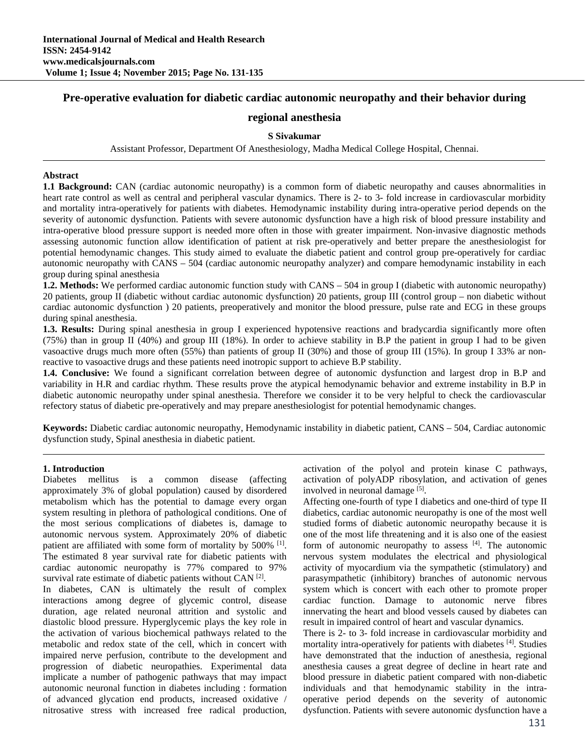# Pre-operative evaluation for diabetic cardiac autonomic neuropathy and their behavior during regional anesthesia

**S Sivakumar**

Assistant Professor, Department Of Anesthesiology, Madha Medical College Hospital, Chennai.

## Abstract

**1.1 Background:** CAN (cardiac autonomic neuropathy) is a common form of diabetic neuropathy and causes abnormalities in heart rate control as well as central and peripheral vascular dynamics. There is 2- to 3- fold increase in cardiovascular morbidity and mortality intra-operatively for patients with diabetes. Hemodynamic instability during intra-operative period depends on the severity of autonomic dysfunction. Patients with severe autonomic dysfunction have a high risk of blood pressure instability and intra-operative blood pressure support is needed more often in those with greater impairment. Non-invasive diagnostic methods assessing autonomic function allow identification of patient at risk pre-operatively and better prepare the anesthesiologist for potential hemodynamic changes. This study aimed to evaluate the diabetic patient and control group pre-operatively for cardiac autonomic neuropathy with CANS – 504 (cardiac autonomic neuropathy analyzer) and compare hemodynamic instability in each group during spinal anesthesia

**1.2. Methods:** We performed cardiac autonomic function study with CANS – 504 in group I (diabetic with autonomic neuropathy) 20 patients, group II (diabetic without cardiac autonomic dysfunction) 20 patients, group III (control group – non diabetic without cardiac autonomic dysfunction ) 20 patients, preoperatively and monitor the blood pressure, pulse rate and ECG in these groups during spinal anesthesia.

**1.3. Results:** During spinal anesthesia in group I experienced hypotensive reactions and bradycardia significantly more often (75%) than in group II (40%) and group III (18%). In order to achieve stability in B.P the patient in group I had to be given vasoactive drugs much more often (55%) than patients of group II (30%) and those of group III (15%). In group I 33% ar non-reactive to vasoactive drugs and these patients need inotropic support to achieve B.P stability.

**1.4. Conclusive:** We found a significant correlation between degree of autonomic dysfunction and largest drop in B.P and variability in H.R and cardiac rhythm. These results prove the atypical hemodynamic behavior and extreme instability in B.P in diabetic autonomic neuropathy under spinal anesthesia. Therefore we consider it to be very helpful to check the cardiovascular refectory status of diabetic pre-operatively and may prepare anesthesiologist for potential hemodynamic changes.

**Keywords:** Diabetic cardiac autonomic neuropathy, Hemodynamic instability in diabetic patient, CANS – 504, Cardiac autonomic dysfunction study, Spinal anesthesia in diabetic patient.

## 1. Introduction

Diabetes mellitus is a common disease (affecting approximately 3% of global population) caused by disordered metabolism which has the potential to damage every organ system resulting in plethora of pathological conditions. One of the most serious complications of diabetes is, damage to autonomic nervous system. Approximately 20% of diabetic patient are affiliated with some form of mortality by 500% [1]. The estimated 8 year survival rate for diabetic patients with cardiac autonomic neuropathy is 77% compared to 97% survival rate estimate of diabetic patients without CAN [2].

In diabetes, CAN is ultimately the result of complex interactions among degree of glycemic control, disease duration, age related neuronal attrition and systolic and diastolic blood pressure. Hyperglycemic plays the key role in the activation of various biochemical pathways related to the metabolic and redox state of the cell, which in concert with impaired nerve perfusion, contribute to the development and progression of diabetic neuropathies. Experimental data implicate a number of pathogenic pathways that may impact autonomic neuronal function in diabetes including : formation of advanced glycation end products, increased oxidative / nitrosative stress with increased free radical production, activation of the polyol and protein kinase C pathways, activation of polyADP ribosylation, and activation of genes involved in neuronal damage [5].

Affecting one-fourth of type I diabetics and one-third of type II diabetics, cardiac autonomic neuropathy is one of the most well studied forms of diabetic autonomic neuropathy because it is one of the most life threatening and it is also one of the easiest form of autonomic neuropathy to assess [4]. The autonomic nervous system modulates the electrical and physiological activity of myocardium via the sympathetic (stimulatory) and parasympathetic (inhibitory) branches of autonomic nervous system which is concert with each other to promote proper cardiac function. Damage to autonomic nerve fibres innervating the heart and blood vessels caused by diabetes can result in impaired control of heart and vascular dynamics.

There is 2- to 3- fold increase in cardiovascular morbidity and mortality intra-operatively for patients with diabetes [4]. Studies have demonstrated that the induction of anesthesia, regional anesthesia causes a great degree of decline in heart rate and blood pressure in diabetic patient compared with non-diabetic individuals and that hemodynamic stability in the intra-operative period depends on the severity of autonomic dysfunction. Patients with severe autonomic dysfunction have a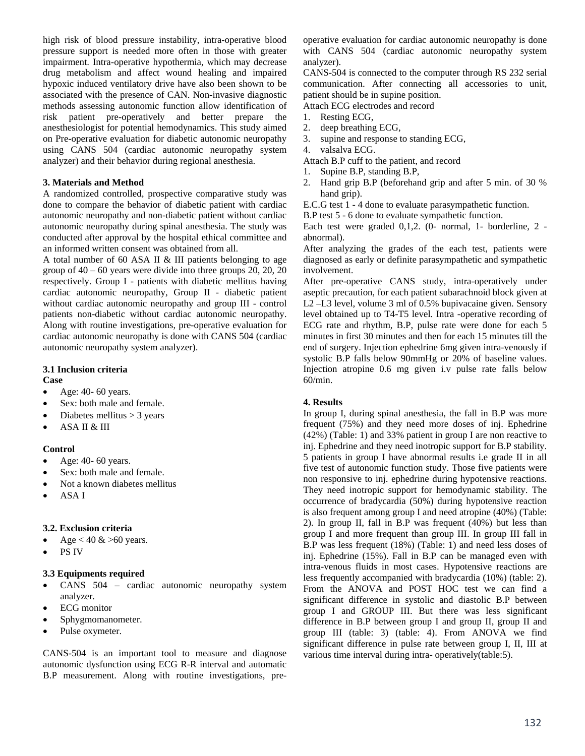high risk of blood pressure instability, intra-operative blood pressure support is needed more often in those with greater impairment. Intra-operative hypothermia, which may decrease drug metabolism and affect wound healing and impaired hypoxic induced ventilatory drive have also been shown to be associated with the presence of CAN. Non-invasive diagnostic methods assessing autonomic function allow identification of risk patient pre-operatively and better prepare the anesthesiologist for potential hemodynamics. This study aimed on Pre-operative evaluation for diabetic autonomic neuropathy using CANS 504 (cardiac autonomic neuropathy system analyzer) and their behavior during regional anesthesia.

### 3. Materials and Method

A randomized controlled, prospective comparative study was done to compare the behavior of diabetic patient with cardiac autonomic neuropathy and non-diabetic patient without cardiac autonomic neuropathy during spinal anesthesia. The study was conducted after approval by the hospital ethical committee and an informed written consent was obtained from all.

A total number of 60 ASA II & III patients belonging to age group of 40 – 60 years were divide into three groups 20, 20, 20 respectively. Group I - patients with diabetic mellitus having cardiac autonomic neuropathy, Group II - diabetic patient without cardiac autonomic neuropathy and group III - control patients non-diabetic without cardiac autonomic neuropathy. Along with routine investigations, pre-operative evaluation for cardiac autonomic neuropathy is done with CANS 504 (cardiac autonomic neuropathy system analyzer).

#### 3.1 Inclusion criteria

**Case**

- Age: 40- 60 years.
- Sex: both male and female.
- Diabetes mellitus > 3 years
- ASA II & III

**Control**

- Age: 40- 60 years.
- Sex: both male and female.
- Not a known diabetes mellitus
- ASA I

#### 3.2. Exclusion criteria

- Age < 40 & >60 years.
- PS IV

#### 3.3 Equipments required

- CANS 504 – cardiac autonomic neuropathy system analyzer.
- ECG monitor
- Sphygmomanometer.
- Pulse oxymeter.

CANS-504 is an important tool to measure and diagnose autonomic dysfunction using ECG R-R interval and automatic B.P measurement. Along with routine investigations, pre-operative evaluation for cardiac autonomic neuropathy is done with CANS 504 (cardiac autonomic neuropathy system analyzer).

CANS-504 is connected to the computer through RS 232 serial communication. After connecting all accessories to unit, patient should be in supine position.

Attach ECG electrodes and record

1. Resting ECG,
2. deep breathing ECG,
3. supine and response to standing ECG,
4. valsalva ECG.

Attach B.P cuff to the patient, and record

1. Supine B.P, standing B.P,
2. Hand grip B.P (beforehand grip and after 5 min. of 30 % hand grip).

E.C.G test 1 - 4 done to evaluate parasympathetic function.

B.P test 5 - 6 done to evaluate sympathetic function.

Each test were graded 0,1,2. (0- normal, 1- borderline, 2 - abnormal).

After analyzing the grades of the each test, patients were diagnosed as early or definite parasympathetic and sympathetic involvement.

After pre-operative CANS study, intra-operatively under aseptic precaution, for each patient subarachnoid block given at L2 –L3 level, volume 3 ml of 0.5% bupivacaine given. Sensory level obtained up to T4-T5 level. Intra -operative recording of ECG rate and rhythm, B.P, pulse rate were done for each 5 minutes in first 30 minutes and then for each 15 minutes till the end of surgery. Injection ephedrine 6mg given intra-venously if systolic B.P falls below 90mmHg or 20% of baseline values. Injection atropine 0.6 mg given i.v pulse rate falls below 60/min.

### 4. Results

In group I, during spinal anesthesia, the fall in B.P was more frequent (75%) and they need more doses of inj. Ephedrine (42%) (Table: 1) and 33% patient in group I are non reactive to inj. Ephedrine and they need inotropic support for B.P stability. 5 patients in group I have abnormal results i.e grade II in all five test of autonomic function study. Those five patients were non responsive to inj. ephedrine during hypotensive reactions. They need inotropic support for hemodynamic stability. The occurrence of bradycardia (50%) during hypotensive reaction is also frequent among group I and need atropine (40%) (Table: 2). In group II, fall in B.P was frequent (40%) but less than group I and more frequent than group III. In group III fall in B.P was less frequent (18%) (Table: 1) and need less doses of inj. Ephedrine (15%). Fall in B.P can be managed even with intra-venous fluids in most cases. Hypotensive reactions are less frequently accompanied with bradycardia (10%) (table: 2). From the ANOVA and POST HOC test we can find a significant difference in systolic and diastolic B.P between group I and GROUP III. But there was less significant difference in B.P between group I and group II, group II and group III (table: 3) (table: 4). From ANOVA we find significant difference in pulse rate between group I, II, III at various time interval during intra- operatively(table:5).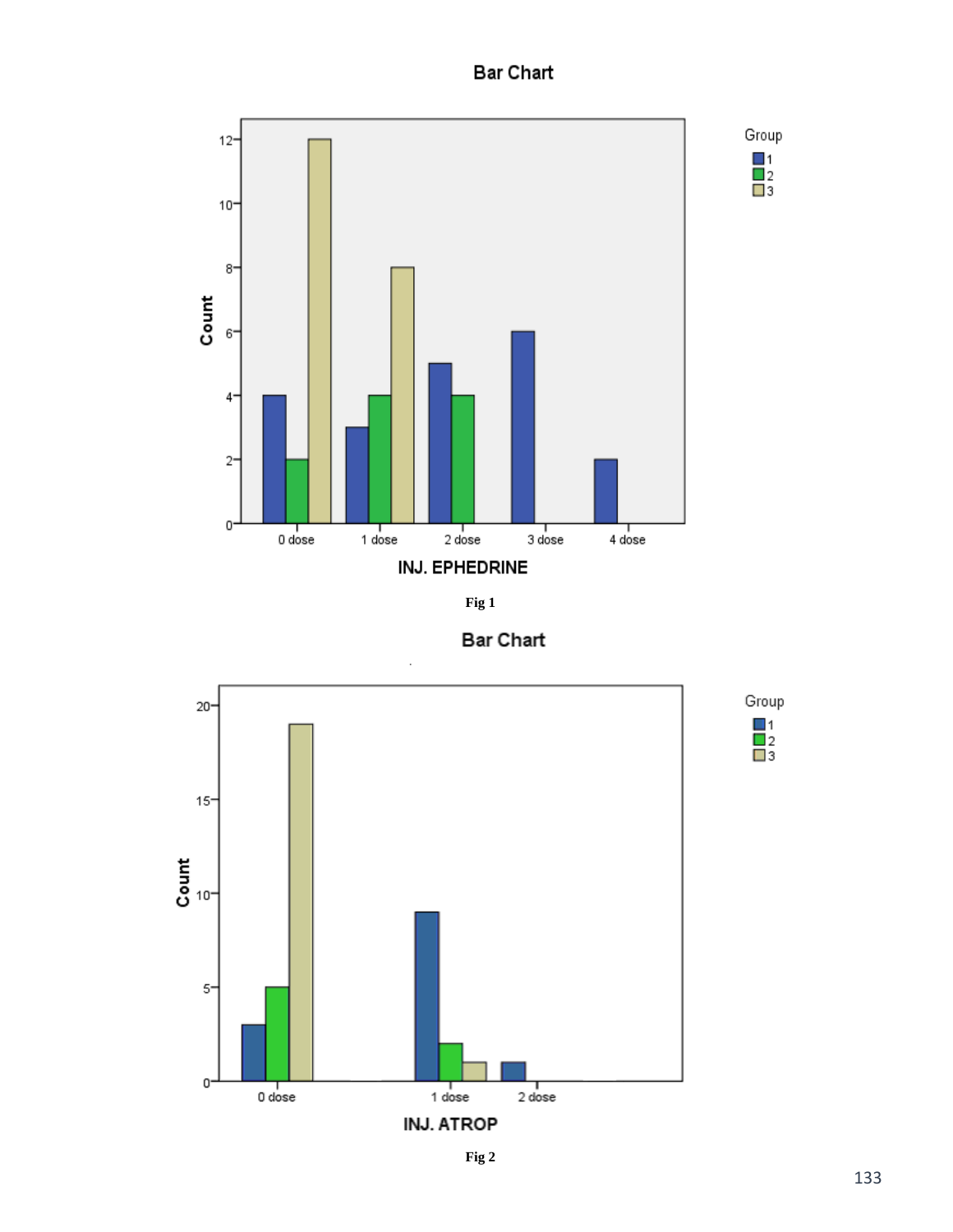Fig 1

Fig 2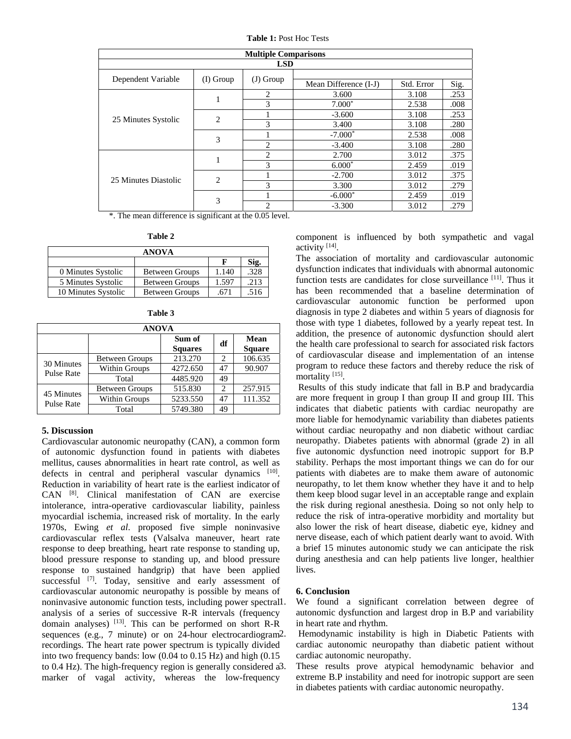**Table 1:** Post Hoc Tests

| Multiple Comparisons | | | | | |
|---|---|---|---|---|---|
| LSD | | | | | |
| Dependent Variable | (I) Group | (J) Group | Mean Difference (I-J) | Std. Error | Sig. |
| 25 Minutes Systolic | 1 | 2 | 3.600 | 3.108 | .253 |
| | | 3 | 7.000* | 2.538 | .008 |
| | 2 | 1 | -3.600 | 3.108 | .253 |
| | | 3 | 3.400 | 3.108 | .280 |
| | 3 | 1 | -7.000* | 2.538 | .008 |
| | | 2 | -3.400 | 3.108 | .280 |
| 25 Minutes Diastolic | 1 | 2 | 2.700 | 3.012 | .375 |
| | | 3 | 6.000* | 2.459 | .019 |
| | 2 | 1 | -2.700 | 3.012 | .375 |
| | | 3 | 3.300 | 3.012 | .279 |
| | 3 | 1 | -6.000* | 2.459 | .019 |
| | | 2 | -3.300 | 3.012 | .279 |

*. The mean difference is significant at the 0.05 level.

**Table 2**

| ANOVA | | | |
|---|---|---|---|
| | | F | Sig. |
| 0 Minutes Systolic | Between Groups | 1.140 | .328 |
| 5 Minutes Systolic | Between Groups | 1.597 | .213 |
| 10 Minutes Systolic | Between Groups | .671 | .516 |

**Table 3**

| ANOVA | | | | |
|---|---|---|---|---|
| | | Sum of Squares | df | Mean Square |
| 30 Minutes Pulse Rate | Between Groups | 213.270 | 2 | 106.635 |
| | Within Groups | 4272.650 | 47 | 90.907 |
| | Total | 4485.920 | 49 | |
| 45 Minutes Pulse Rate | Between Groups | 515.830 | 2 | 257.915 |
| | Within Groups | 5233.550 | 47 | 111.352 |
| | Total | 5749.380 | 49 | |

## 5. Discussion

Cardiovascular autonomic neuropathy (CAN), a common form of autonomic dysfunction found in patients with diabetes mellitus, causes abnormalities in heart rate control, as well as defects in central and peripheral vascular dynamics [10]. Reduction in variability of heart rate is the earliest indicator of CAN [8]. Clinical manifestation of CAN are exercise intolerance, intra-operative cardiovascular liability, painless myocardial ischemia, increased risk of mortality. In the early 1970s, Ewing *et al*. proposed five simple noninvasive cardiovascular reflex tests (Valsalva maneuver, heart rate response to deep breathing, heart rate response to standing up, blood pressure response to standing up, and blood pressure response to sustained handgrip) that have been applied successful [7]. Today, sensitive and early assessment of cardiovascular autonomic neuropathy is possible by means of noninvasive autonomic function tests, including power spectral analysis of a series of successive R-R intervals (frequency domain analyses) [13]. This can be performed on short R-R sequences (e.g., 7 minute) or on 24-hour electrocardiogram recordings. The heart rate power spectrum is typically divided into two frequency bands: low (0.04 to 0.15 Hz) and high (0.15 to 0.4 Hz). The high-frequency region is generally considered a marker of vagal activity, whereas the low-frequency component is influenced by both sympathetic and vagal activity [14].

The association of mortality and cardiovascular autonomic dysfunction indicates that individuals with abnormal autonomic function tests are candidates for close surveillance [11]. Thus it has been recommended that a baseline determination of cardiovascular autonomic function be performed upon diagnosis in type 2 diabetes and within 5 years of diagnosis for those with type 1 diabetes, followed by a yearly repeat test. In addition, the presence of autonomic dysfunction should alert the health care professional to search for associated risk factors of cardiovascular disease and implementation of an intense program to reduce these factors and thereby reduce the risk of mortality [15].

Results of this study indicate that fall in B.P and bradycardia are more frequent in group I than group II and group III. This indicates that diabetic patients with cardiac neuropathy are more liable for hemodynamic variability than diabetes patients without cardiac neuropathy and non diabetic without cardiac neuropathy. Diabetes patients with abnormal (grade 2) in all five autonomic dysfunction need inotropic support for B.P stability. Perhaps the most important things we can do for our patients with diabetes are to make them aware of autonomic neuropathy, to let them know whether they have it and to help them keep blood sugar level in an acceptable range and explain the risk during regional anesthesia. Doing so not only help to reduce the risk of intra-operative morbidity and mortality but also lower the risk of heart disease, diabetic eye, kidney and nerve disease, each of which patient dearly want to avoid. With a brief 15 minutes autonomic study we can anticipate the risk during anesthesia and can help patients live longer, healthier lives.

## 6. Conclusion

1. We found a significant correlation between degree of autonomic dysfunction and largest drop in B.P and variability in heart rate and rhythm.
2. Hemodynamic instability is high in Diabetic Patients with cardiac autonomic neuropathy than diabetic patient without cardiac autonomic neuropathy.
3. These results prove atypical hemodynamic behavior and extreme B.P instability and need for inotropic support are seen in diabetes patients with cardiac autonomic neuropathy.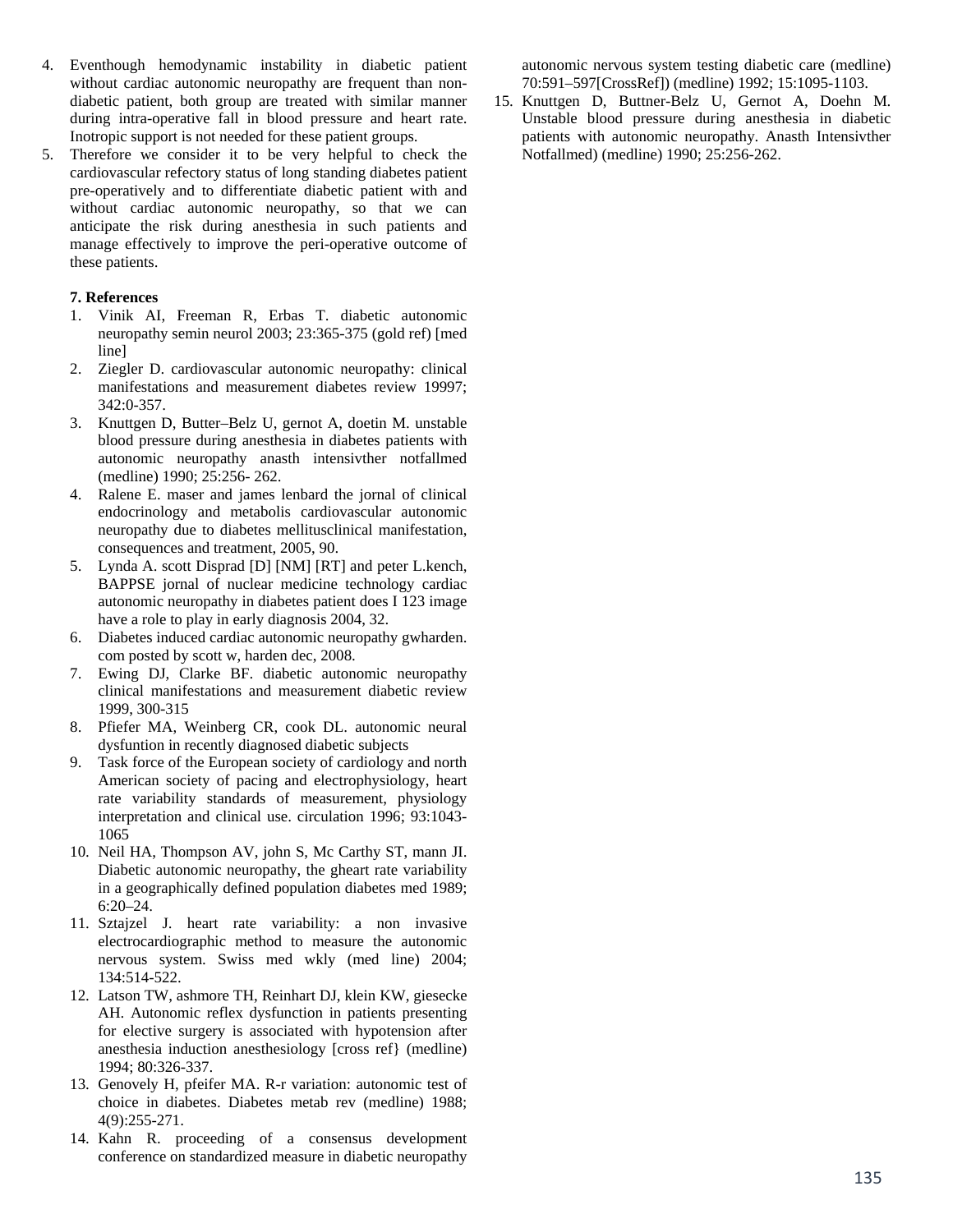4. Eventhough hemodynamic instability in diabetic patient without cardiac autonomic neuropathy are frequent than non-diabetic patient, both group are treated with similar manner during intra-operative fall in blood pressure and heart rate. Inotropic support is not needed for these patient groups.
5. Therefore we consider it to be very helpful to check the cardiovascular refectory status of long standing diabetes patient pre-operatively and to differentiate diabetic patient with and without cardiac autonomic neuropathy, so that we can anticipate the risk during anesthesia in such patients and manage effectively to improve the peri-operative outcome of these patients.

### 7. References

1. Vinik AI, Freeman R, Erbas T. diabetic autonomic neuropathy semin neurol 2003; 23:365-375 (gold ref) [med line]
2. Ziegler D. cardiovascular autonomic neuropathy: clinical manifestations and measurement diabetes review 19997; 342:0-357.
3. Knuttgen D, Butter–Belz U, gernot A, doetin M. unstable blood pressure during anesthesia in diabetes patients with autonomic neuropathy anasth intensivther notfallmed (medline) 1990; 25:256- 262.
4. Ralene E. maser and james lenbard the jornal of clinical endocrinology and metabolis cardiovascular autonomic neuropathy due to diabetes mellitusclinical manifestation, consequences and treatment, 2005, 90.
5. Lynda A. scott Disprad [D] [NM] [RT] and peter L.kench, BAPPSE jornal of nuclear medicine technology cardiac autonomic neuropathy in diabetes patient does I 123 image have a role to play in early diagnosis 2004, 32.
6. Diabetes induced cardiac autonomic neuropathy gwharden. com posted by scott w, harden dec, 2008.
7. Ewing DJ, Clarke BF. diabetic autonomic neuropathy clinical manifestations and measurement diabetic review 1999, 300-315
8. Pfiefer MA, Weinberg CR, cook DL. autonomic neural dysfuntion in recently diagnosed diabetic subjects
9. Task force of the European society of cardiology and north American society of pacing and electrophysiology, heart rate variability standards of measurement, physiology interpretation and clinical use. circulation 1996; 93:1043-1065
10. Neil HA, Thompson AV, john S, Mc Carthy ST, mann JI. Diabetic autonomic neuropathy, the gheart rate variability in a geographically defined population diabetes med 1989; 6:20–24.
11. Sztajzel J. heart rate variability: a non invasive electrocardiographic method to measure the autonomic nervous system. Swiss med wkly (med line) 2004; 134:514-522.
12. Latson TW, ashmore TH, Reinhart DJ, klein KW, giesecke AH. Autonomic reflex dysfunction in patients presenting for elective surgery is associated with hypotension after anesthesia induction anesthesiology [cross ref} (medline) 1994; 80:326-337.
13. Genovely H, pfeifer MA. R-r variation: autonomic test of choice in diabetes. Diabetes metab rev (medline) 1988; 4(9):255-271.
14. Kahn R. proceeding of a consensus development conference on standardized measure in diabetic neuropathy autonomic nervous system testing diabetic care (medline) 70:591–597[CrossRef]) (medline) 1992; 15:1095-1103.
15. Knuttgen D, Buttner-Belz U, Gernot A, Doehn M. Unstable blood pressure during anesthesia in diabetic patients with autonomic neuropathy. Anasth Intensivther Notfallmed) (medline) 1990; 25:256-262.